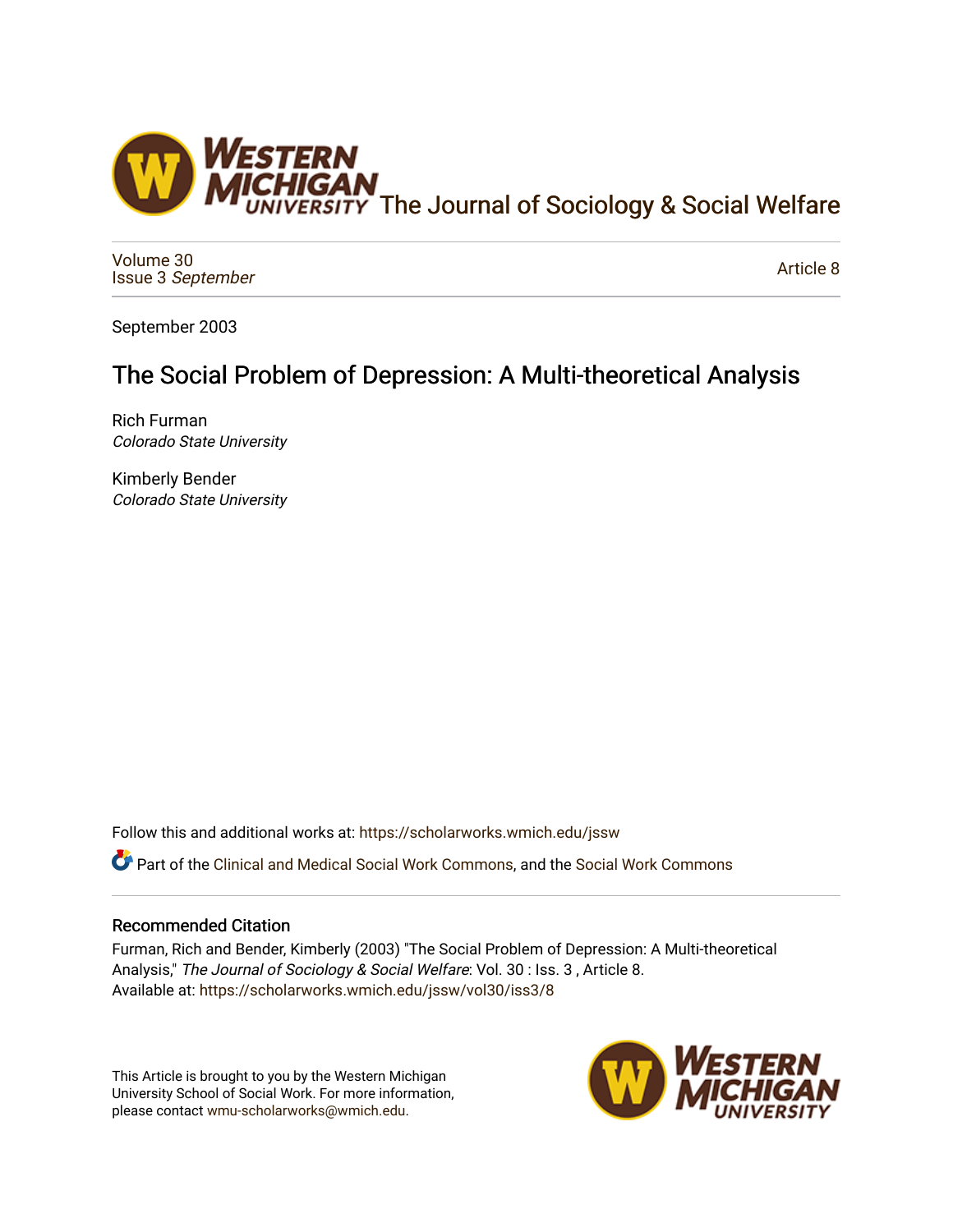The Journal of Sociology & Social Welfare

Volume 30
Issue 3 *September*

Article 8

September 2003

# The Social Problem of Depression: A Multi-theoretical Analysis

Rich Furman
*Colorado State University*

Kimberly Bender
*Colorado State University*

Follow this and additional works at: https://scholarworks.wmich.edu/jssw

Part of the Clinical and Medical Social Work Commons, and the Social Work Commons

## Recommended Citation

Furman, Rich and Bender, Kimberly (2003) "The Social Problem of Depression: A Multi-theoretical Analysis," *The Journal of Sociology & Social Welfare*: Vol. 30 : Iss. 3 , Article 8.
Available at: https://scholarworks.wmich.edu/jssw/vol30/iss3/8

This Article is brought to you by the Western Michigan University School of Social Work. For more information, please contact wmu-scholarworks@wmich.edu.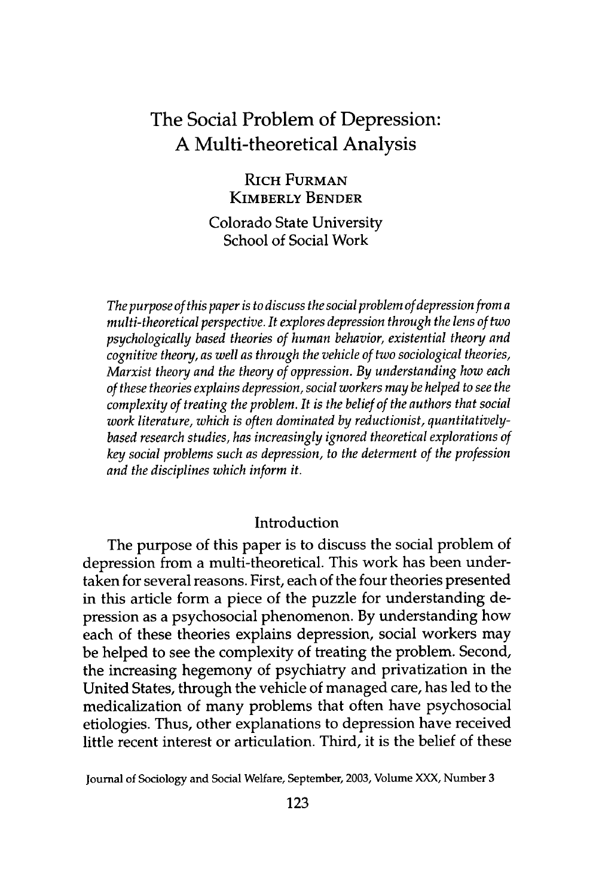# The Social Problem of Depression: A Multi-theoretical Analysis

RICH FURMAN
KIMBERLY BENDER

Colorado State University
School of Social Work

*The purpose of this paper is to discuss the social problem of depression from a multi-theoretical perspective. It explores depression through the lens of two psychologically based theories of human behavior, existential theory and cognitive theory, as well as through the vehicle of two sociological theories, Marxist theory and the theory of oppression. By understanding how each of these theories explains depression, social workers may be helped to see the complexity of treating the problem. It is the belief of the authors that social work literature, which is often dominated by reductionist, quantitatively-based research studies, has increasingly ignored theoretical explorations of key social problems such as depression, to the determent of the profession and the disciplines which inform it.*

## Introduction

The purpose of this paper is to discuss the social problem of depression from a multi-theoretical. This work has been undertaken for several reasons. First, each of the four theories presented in this article form a piece of the puzzle for understanding depression as a psychosocial phenomenon. By understanding how each of these theories explains depression, social workers may be helped to see the complexity of treating the problem. Second, the increasing hegemony of psychiatry and privatization in the United States, through the vehicle of managed care, has led to the medicalization of many problems that often have psychosocial etiologies. Thus, other explanations to depression have received little recent interest or articulation. Third, it is the belief of these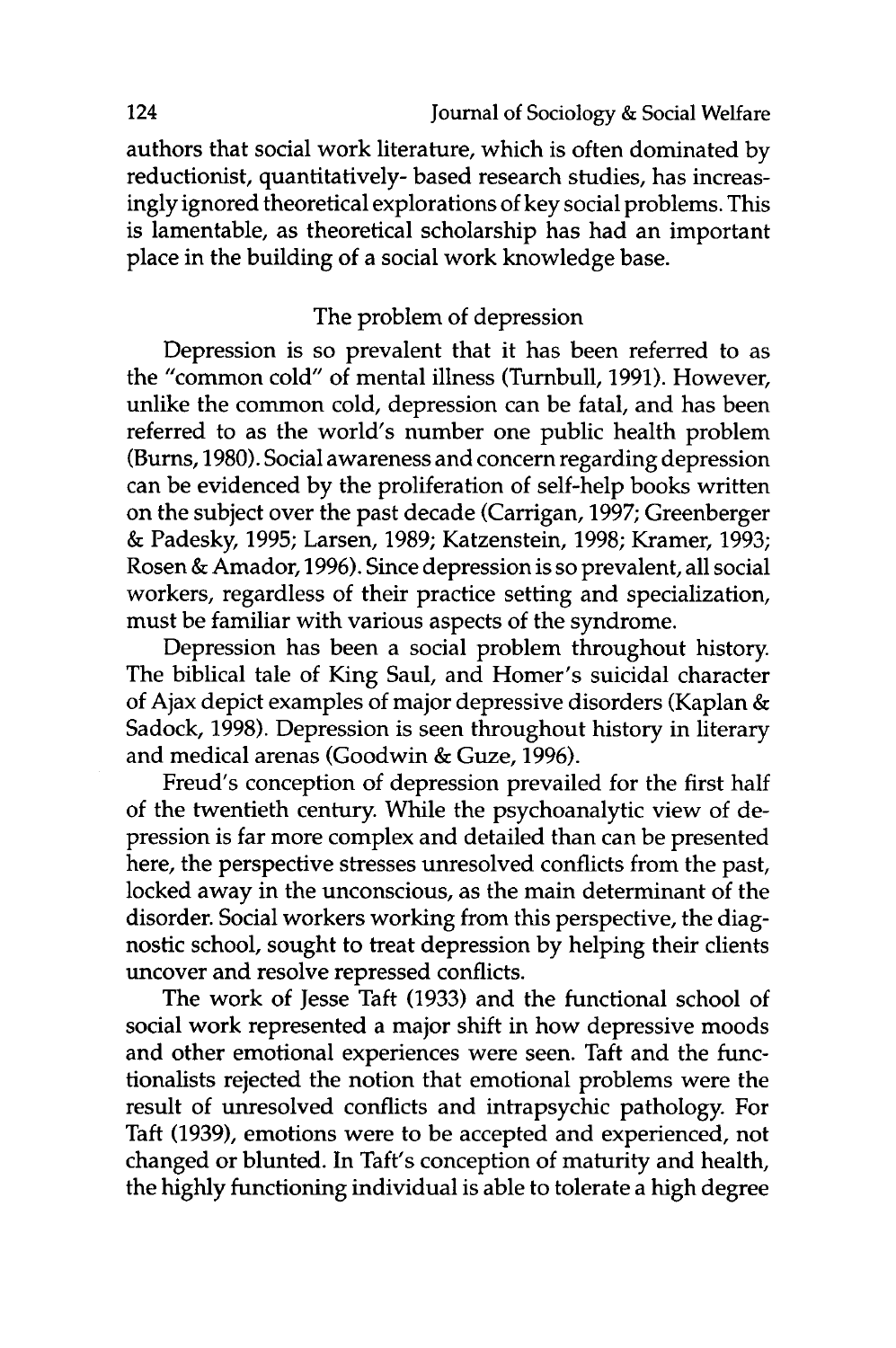authors that social work literature, which is often dominated by reductionist, quantitatively- based research studies, has increasingly ignored theoretical explorations of key social problems. This is lamentable, as theoretical scholarship has had an important place in the building of a social work knowledge base.

## The problem of depression

Depression is so prevalent that it has been referred to as the "common cold" of mental illness (Turnbull, 1991). However, unlike the common cold, depression can be fatal, and has been referred to as the world's number one public health problem (Burns, 1980). Social awareness and concern regarding depression can be evidenced by the proliferation of self-help books written on the subject over the past decade (Carrigan, 1997; Greenberger & Padesky, 1995; Larsen, 1989; Katzenstein, 1998; Kramer, 1993; Rosen & Amador, 1996). Since depression is so prevalent, all social workers, regardless of their practice setting and specialization, must be familiar with various aspects of the syndrome.

Depression has been a social problem throughout history. The biblical tale of King Saul, and Homer's suicidal character of Ajax depict examples of major depressive disorders (Kaplan & Sadock, 1998). Depression is seen throughout history in literary and medical arenas (Goodwin & Guze, 1996).

Freud's conception of depression prevailed for the first half of the twentieth century. While the psychoanalytic view of depression is far more complex and detailed than can be presented here, the perspective stresses unresolved conflicts from the past, locked away in the unconscious, as the main determinant of the disorder. Social workers working from this perspective, the diagnostic school, sought to treat depression by helping their clients uncover and resolve repressed conflicts.

The work of Jesse Taft (1933) and the functional school of social work represented a major shift in how depressive moods and other emotional experiences were seen. Taft and the functionalists rejected the notion that emotional problems were the result of unresolved conflicts and intrapsychic pathology. For Taft (1939), emotions were to be accepted and experienced, not changed or blunted. In Taft's conception of maturity and health, the highly functioning individual is able to tolerate a high degree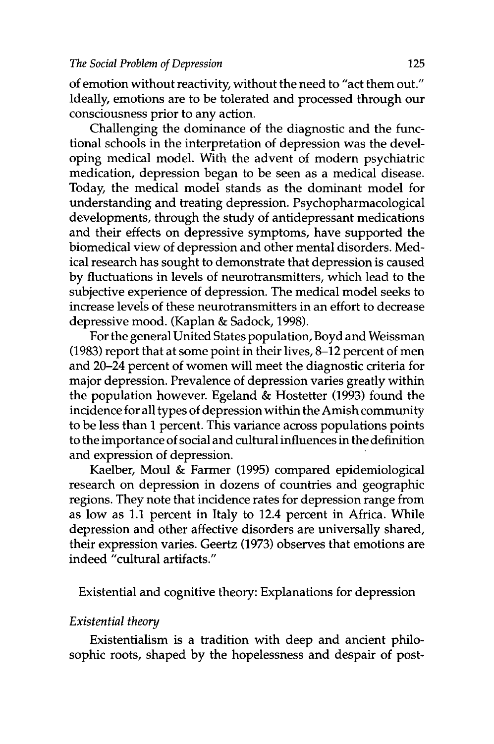of emotion without reactivity, without the need to "act them out." Ideally, emotions are to be tolerated and processed through our consciousness prior to any action.

Challenging the dominance of the diagnostic and the functional schools in the interpretation of depression was the developing medical model. With the advent of modern psychiatric medication, depression began to be seen as a medical disease. Today, the medical model stands as the dominant model for understanding and treating depression. Psychopharmacological developments, through the study of antidepressant medications and their effects on depressive symptoms, have supported the biomedical view of depression and other mental disorders. Medical research has sought to demonstrate that depression is caused by fluctuations in levels of neurotransmitters, which lead to the subjective experience of depression. The medical model seeks to increase levels of these neurotransmitters in an effort to decrease depressive mood. (Kaplan & Sadock, 1998).

For the general United States population, Boyd and Weissman (1983) report that at some point in their lives, 8–12 percent of men and 20–24 percent of women will meet the diagnostic criteria for major depression. Prevalence of depression varies greatly within the population however. Egeland & Hostetter (1993) found the incidence for all types of depression within the Amish community to be less than 1 percent. This variance across populations points to the importance of social and cultural influences in the definition and expression of depression.

Kaelber, Moul & Farmer (1995) compared epidemiological research on depression in dozens of countries and geographic regions. They note that incidence rates for depression range from as low as 1.1 percent in Italy to 12.4 percent in Africa. While depression and other affective disorders are universally shared, their expression varies. Geertz (1973) observes that emotions are indeed "cultural artifacts."

## Existential and cognitive theory: Explanations for depression

### *Existential theory*

Existentialism is a tradition with deep and ancient philosophic roots, shaped by the hopelessness and despair of post-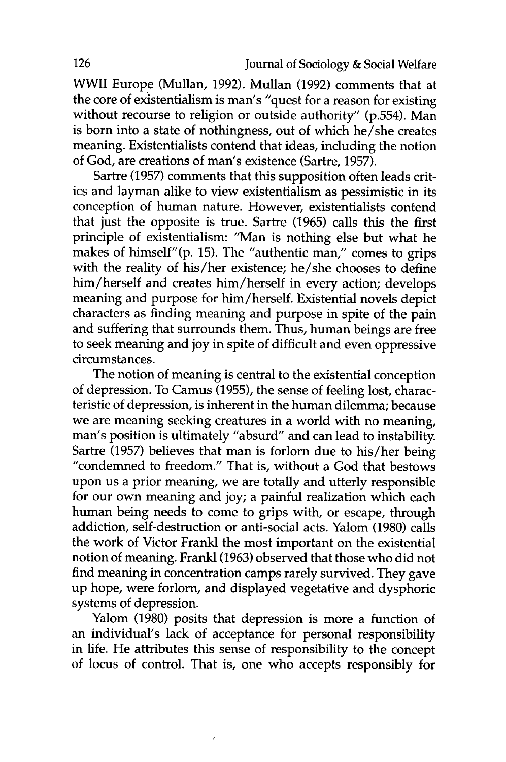WWII Europe (Mullan, 1992). Mullan (1992) comments that at the core of existentialism is man's "quest for a reason for existing without recourse to religion or outside authority" (p.554). Man is born into a state of nothingness, out of which he/she creates meaning. Existentialists contend that ideas, including the notion of God, are creations of man's existence (Sartre, 1957).

Sartre (1957) comments that this supposition often leads critics and layman alike to view existentialism as pessimistic in its conception of human nature. However, existentialists contend that just the opposite is true. Sartre (1965) calls this the first principle of existentialism: "Man is nothing else but what he makes of himself"(p. 15). The "authentic man," comes to grips with the reality of his/her existence; he/she chooses to define him/herself and creates him/herself in every action; develops meaning and purpose for him/herself. Existential novels depict characters as finding meaning and purpose in spite of the pain and suffering that surrounds them. Thus, human beings are free to seek meaning and joy in spite of difficult and even oppressive circumstances.

The notion of meaning is central to the existential conception of depression. To Camus (1955), the sense of feeling lost, characteristic of depression, is inherent in the human dilemma; because we are meaning seeking creatures in a world with no meaning, man's position is ultimately "absurd" and can lead to instability. Sartre (1957) believes that man is forlorn due to his/her being "condemned to freedom." That is, without a God that bestows upon us a prior meaning, we are totally and utterly responsible for our own meaning and joy; a painful realization which each human being needs to come to grips with, or escape, through addiction, self-destruction or anti-social acts. Yalom (1980) calls the work of Victor Frankl the most important on the existential notion of meaning. Frankl (1963) observed that those who did not find meaning in concentration camps rarely survived. They gave up hope, were forlorn, and displayed vegetative and dysphoric systems of depression.

Yalom (1980) posits that depression is more a function of an individual's lack of acceptance for personal responsibility in life. He attributes this sense of responsibility to the concept of locus of control. That is, one who accepts responsibly for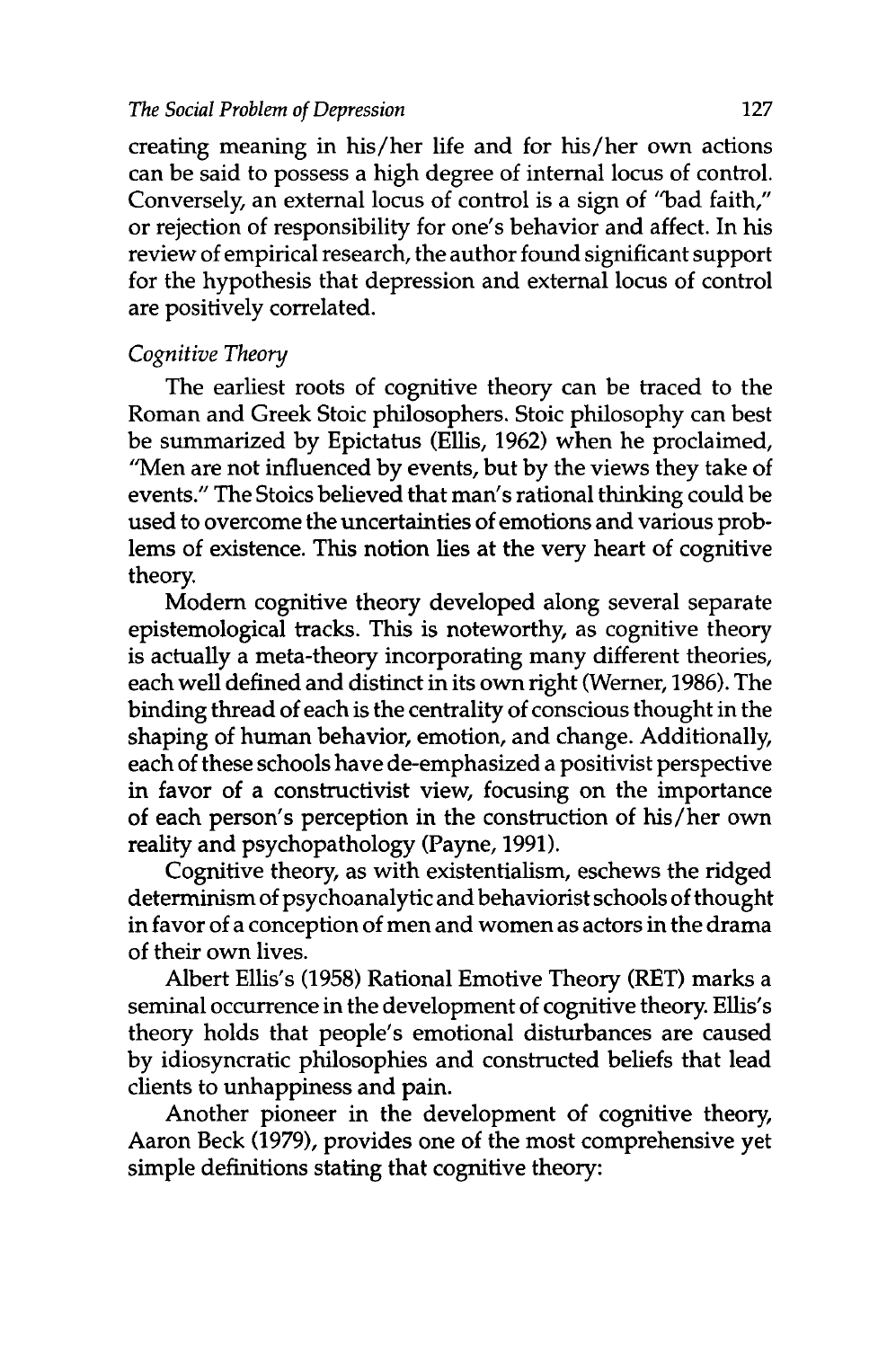creating meaning in his/her life and for his/her own actions can be said to possess a high degree of internal locus of control. Conversely, an external locus of control is a sign of "bad faith," or rejection of responsibility for one's behavior and affect. In his review of empirical research, the author found significant support for the hypothesis that depression and external locus of control are positively correlated.

### *Cognitive Theory*

The earliest roots of cognitive theory can be traced to the Roman and Greek Stoic philosophers. Stoic philosophy can best be summarized by Epictatus (Ellis, 1962) when he proclaimed, "Men are not influenced by events, but by the views they take of events." The Stoics believed that man's rational thinking could be used to overcome the uncertainties of emotions and various problems of existence. This notion lies at the very heart of cognitive theory.

Modern cognitive theory developed along several separate epistemological tracks. This is noteworthy, as cognitive theory is actually a meta-theory incorporating many different theories, each well defined and distinct in its own right (Werner, 1986). The binding thread of each is the centrality of conscious thought in the shaping of human behavior, emotion, and change. Additionally, each of these schools have de-emphasized a positivist perspective in favor of a constructivist view, focusing on the importance of each person's perception in the construction of his/her own reality and psychopathology (Payne, 1991).

Cognitive theory, as with existentialism, eschews the ridged determinism of psychoanalytic and behaviorist schools of thought in favor of a conception of men and women as actors in the drama of their own lives.

Albert Ellis's (1958) Rational Emotive Theory (RET) marks a seminal occurrence in the development of cognitive theory. Ellis's theory holds that people's emotional disturbances are caused by idiosyncratic philosophies and constructed beliefs that lead clients to unhappiness and pain.

Another pioneer in the development of cognitive theory, Aaron Beck (1979), provides one of the most comprehensive yet simple definitions stating that cognitive theory: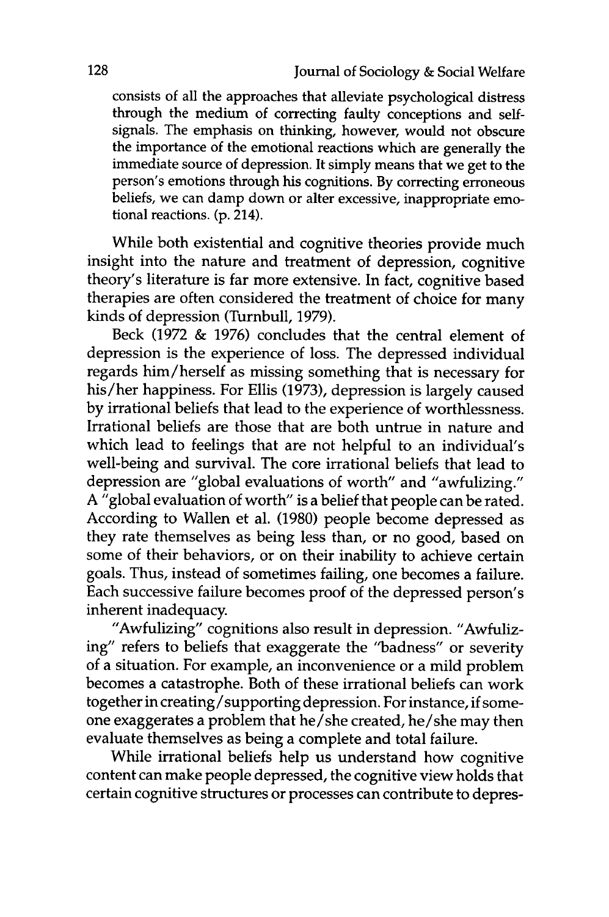> consists of all the approaches that alleviate psychological distress through the medium of correcting faulty conceptions and self-signals. The emphasis on thinking, however, would not obscure the importance of the emotional reactions which are generally the immediate source of depression. It simply means that we get to the person's emotions through his cognitions. By correcting erroneous beliefs, we can damp down or alter excessive, inappropriate emotional reactions. (p. 214).

While both existential and cognitive theories provide much insight into the nature and treatment of depression, cognitive theory's literature is far more extensive. In fact, cognitive based therapies are often considered the treatment of choice for many kinds of depression (Turnbull, 1979).

Beck (1972 & 1976) concludes that the central element of depression is the experience of loss. The depressed individual regards him/herself as missing something that is necessary for his/her happiness. For Ellis (1973), depression is largely caused by irrational beliefs that lead to the experience of worthlessness. Irrational beliefs are those that are both untrue in nature and which lead to feelings that are not helpful to an individual's well-being and survival. The core irrational beliefs that lead to depression are "global evaluations of worth" and "awfulizing." A "global evaluation of worth" is a belief that people can be rated. According to Wallen et al. (1980) people become depressed as they rate themselves as being less than, or no good, based on some of their behaviors, or on their inability to achieve certain goals. Thus, instead of sometimes failing, one becomes a failure. Each successive failure becomes proof of the depressed person's inherent inadequacy.

"Awfulizing" cognitions also result in depression. "Awfulizing" refers to beliefs that exaggerate the "badness" or severity of a situation. For example, an inconvenience or a mild problem becomes a catastrophe. Both of these irrational beliefs can work together in creating/supporting depression. For instance, if someone exaggerates a problem that he/she created, he/she may then evaluate themselves as being a complete and total failure.

While irrational beliefs help us understand how cognitive content can make people depressed, the cognitive view holds that certain cognitive structures or processes can contribute to depres-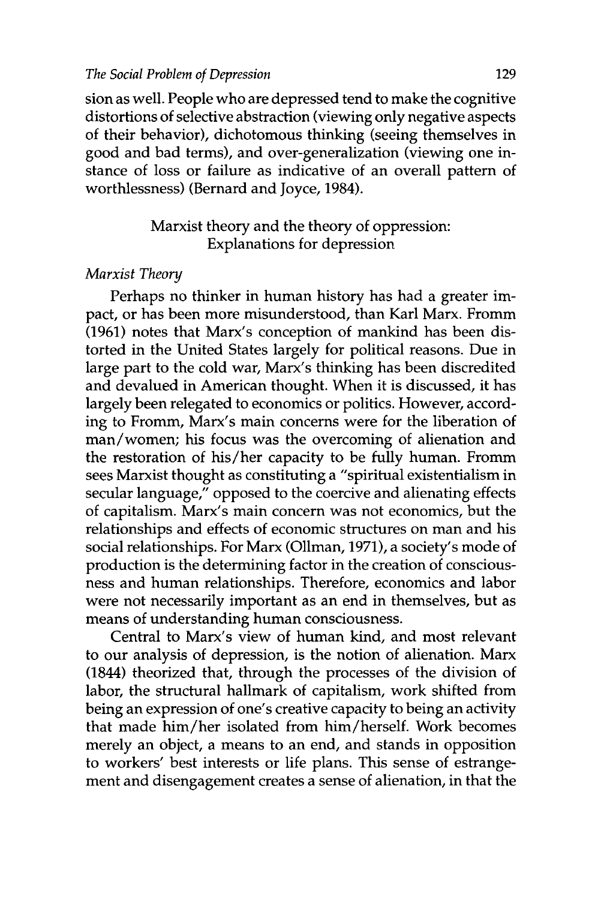sion as well. People who are depressed tend to make the cognitive distortions of selective abstraction (viewing only negative aspects of their behavior), dichotomous thinking (seeing themselves in good and bad terms), and over-generalization (viewing one instance of loss or failure as indicative of an overall pattern of worthlessness) (Bernard and Joyce, 1984).

## Marxist theory and the theory of oppression: Explanations for depression

### *Marxist Theory*

Perhaps no thinker in human history has had a greater impact, or has been more misunderstood, than Karl Marx. Fromm (1961) notes that Marx's conception of mankind has been distorted in the United States largely for political reasons. Due in large part to the cold war, Marx's thinking has been discredited and devalued in American thought. When it is discussed, it has largely been relegated to economics or politics. However, according to Fromm, Marx's main concerns were for the liberation of man/women; his focus was the overcoming of alienation and the restoration of his/her capacity to be fully human. Fromm sees Marxist thought as constituting a "spiritual existentialism in secular language," opposed to the coercive and alienating effects of capitalism. Marx's main concern was not economics, but the relationships and effects of economic structures on man and his social relationships. For Marx (Ollman, 1971), a society's mode of production is the determining factor in the creation of consciousness and human relationships. Therefore, economics and labor were not necessarily important as an end in themselves, but as means of understanding human consciousness.

Central to Marx's view of human kind, and most relevant to our analysis of depression, is the notion of alienation. Marx (1844) theorized that, through the processes of the division of labor, the structural hallmark of capitalism, work shifted from being an expression of one's creative capacity to being an activity that made him/her isolated from him/herself. Work becomes merely an object, a means to an end, and stands in opposition to workers' best interests or life plans. This sense of estrangement and disengagement creates a sense of alienation, in that the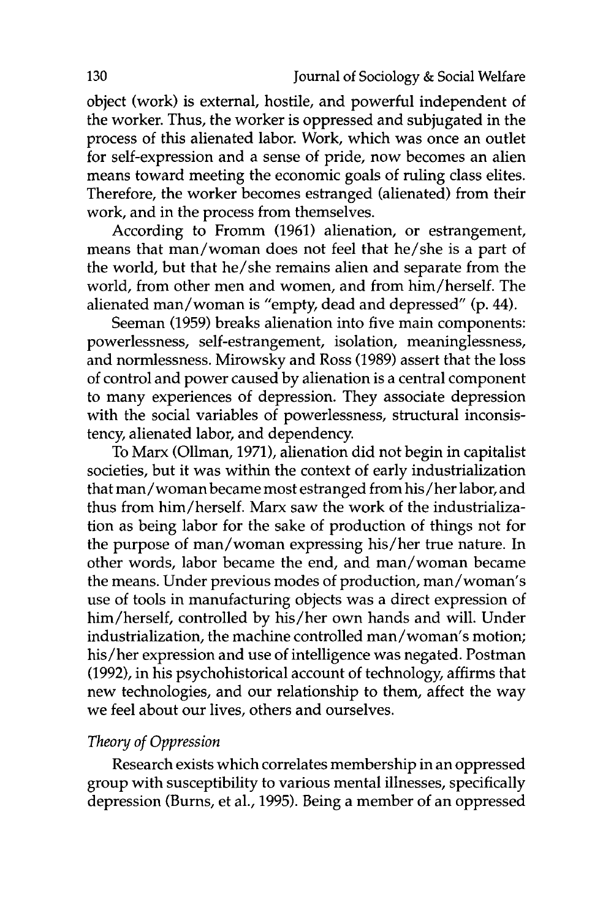object (work) is external, hostile, and powerful independent of the worker. Thus, the worker is oppressed and subjugated in the process of this alienated labor. Work, which was once an outlet for self-expression and a sense of pride, now becomes an alien means toward meeting the economic goals of ruling class elites. Therefore, the worker becomes estranged (alienated) from their work, and in the process from themselves.

According to Fromm (1961) alienation, or estrangement, means that man/woman does not feel that he/she is a part of the world, but that he/she remains alien and separate from the world, from other men and women, and from him/herself. The alienated man/woman is "empty, dead and depressed" (p. 44).

Seeman (1959) breaks alienation into five main components: powerlessness, self-estrangement, isolation, meaninglessness, and normlessness. Mirowsky and Ross (1989) assert that the loss of control and power caused by alienation is a central component to many experiences of depression. They associate depression with the social variables of powerlessness, structural inconsistency, alienated labor, and dependency.

To Marx (Ollman, 1971), alienation did not begin in capitalist societies, but it was within the context of early industrialization that man/woman became most estranged from his/her labor, and thus from him/herself. Marx saw the work of the industrialization as being labor for the sake of production of things not for the purpose of man/woman expressing his/her true nature. In other words, labor became the end, and man/woman became the means. Under previous modes of production, man/woman's use of tools in manufacturing objects was a direct expression of him/herself, controlled by his/her own hands and will. Under industrialization, the machine controlled man/woman's motion; his/her expression and use of intelligence was negated. Postman (1992), in his psychohistorical account of technology, affirms that new technologies, and our relationship to them, affect the way we feel about our lives, others and ourselves.

### *Theory of Oppression*

Research exists which correlates membership in an oppressed group with susceptibility to various mental illnesses, specifically depression (Burns, et al., 1995). Being a member of an oppressed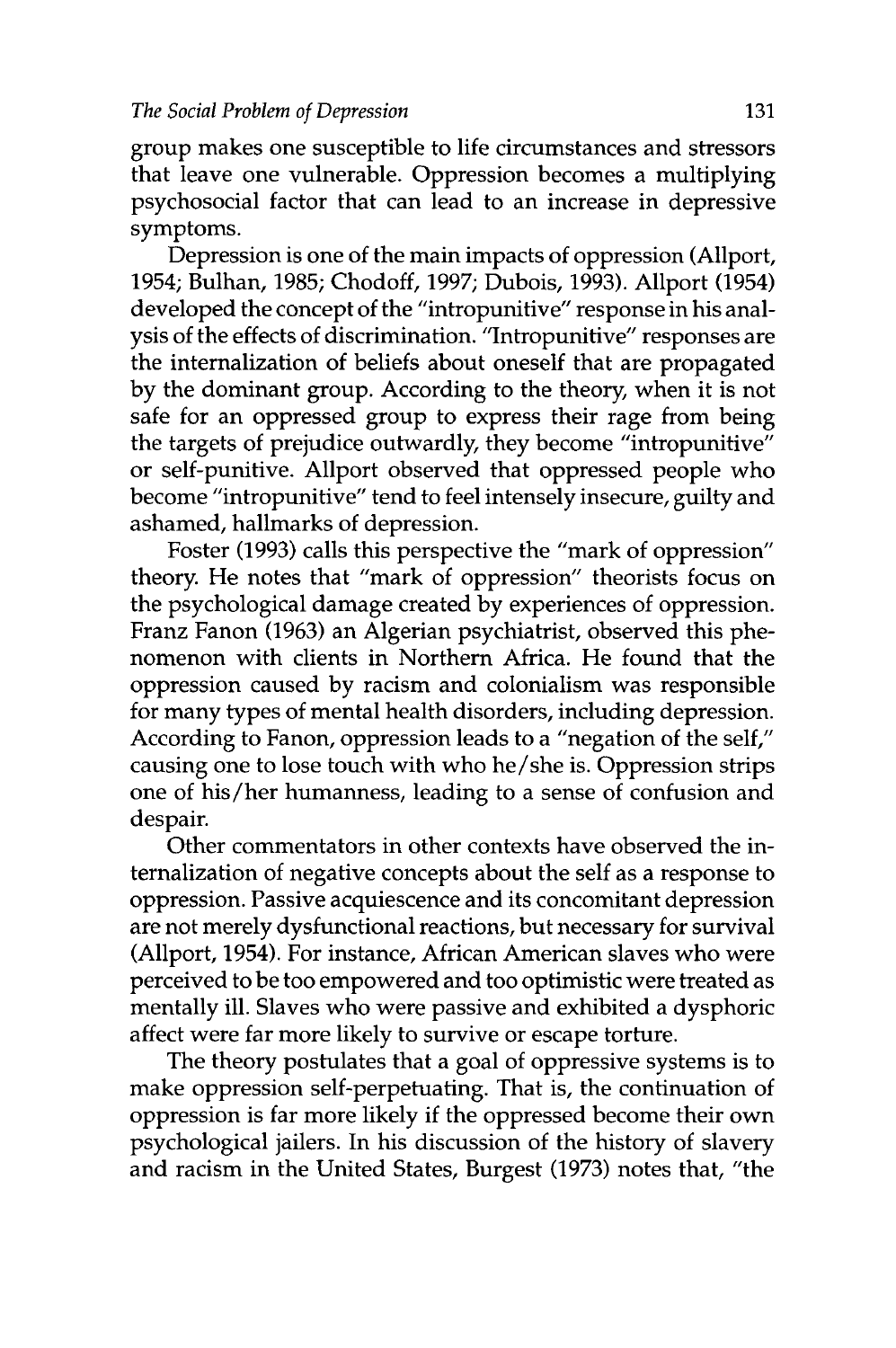group makes one susceptible to life circumstances and stressors that leave one vulnerable. Oppression becomes a multiplying psychosocial factor that can lead to an increase in depressive symptoms.

Depression is one of the main impacts of oppression (Allport, 1954; Bulhan, 1985; Chodoff, 1997; Dubois, 1993). Allport (1954) developed the concept of the "intropunitive" response in his analysis of the effects of discrimination. "Intropunitive" responses are the internalization of beliefs about oneself that are propagated by the dominant group. According to the theory, when it is not safe for an oppressed group to express their rage from being the targets of prejudice outwardly, they become "intropunitive" or self-punitive. Allport observed that oppressed people who become "intropunitive" tend to feel intensely insecure, guilty and ashamed, hallmarks of depression.

Foster (1993) calls this perspective the "mark of oppression" theory. He notes that "mark of oppression" theorists focus on the psychological damage created by experiences of oppression. Franz Fanon (1963) an Algerian psychiatrist, observed this phenomenon with clients in Northern Africa. He found that the oppression caused by racism and colonialism was responsible for many types of mental health disorders, including depression. According to Fanon, oppression leads to a "negation of the self," causing one to lose touch with who he/she is. Oppression strips one of his/her humanness, leading to a sense of confusion and despair.

Other commentators in other contexts have observed the internalization of negative concepts about the self as a response to oppression. Passive acquiescence and its concomitant depression are not merely dysfunctional reactions, but necessary for survival (Allport, 1954). For instance, African American slaves who were perceived to be too empowered and too optimistic were treated as mentally ill. Slaves who were passive and exhibited a dysphoric affect were far more likely to survive or escape torture.

The theory postulates that a goal of oppressive systems is to make oppression self-perpetuating. That is, the continuation of oppression is far more likely if the oppressed become their own psychological jailers. In his discussion of the history of slavery and racism in the United States, Burgest (1973) notes that, "the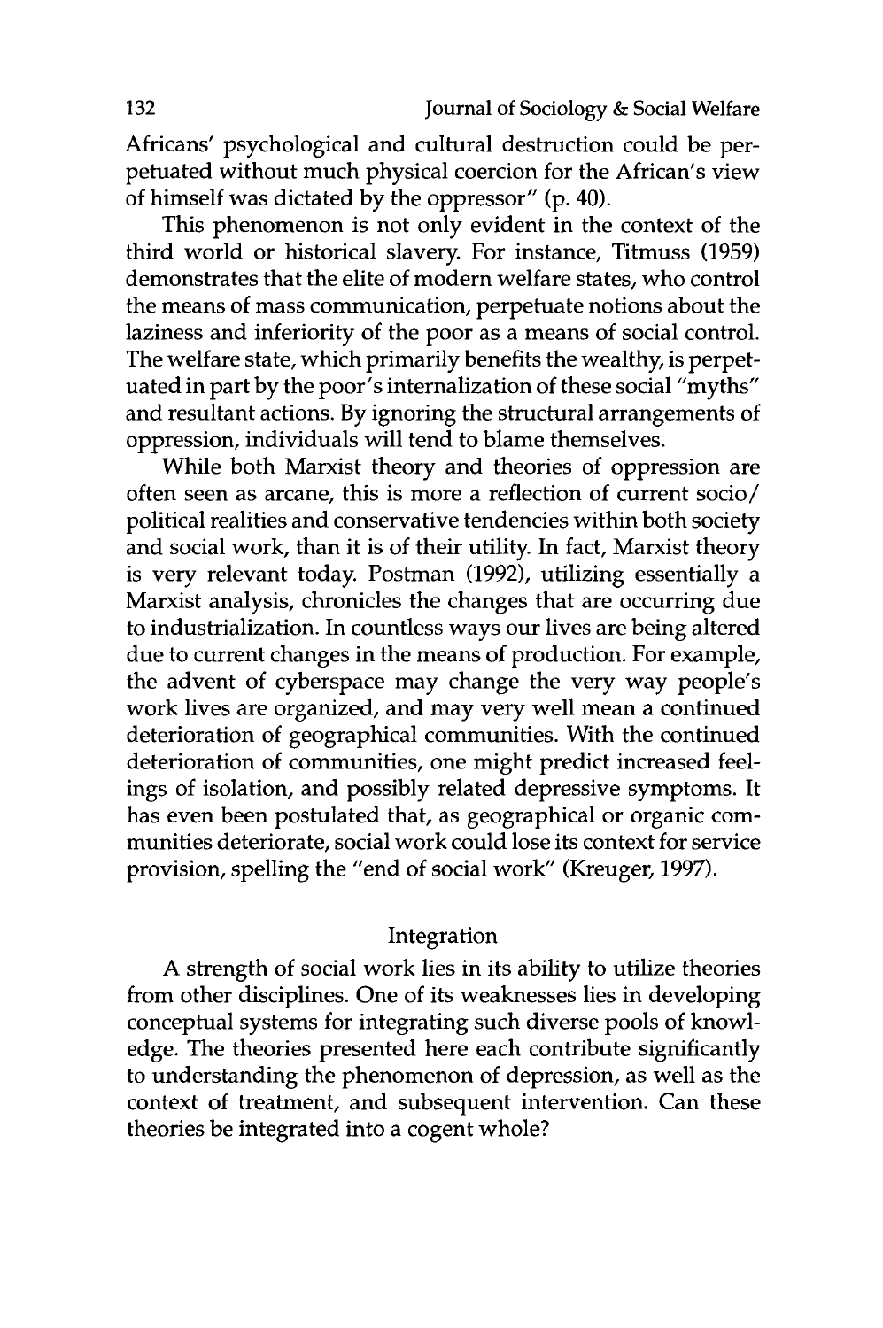Africans' psychological and cultural destruction could be perpetuated without much physical coercion for the African's view of himself was dictated by the oppressor" (p. 40).

This phenomenon is not only evident in the context of the third world or historical slavery. For instance, Titmuss (1959) demonstrates that the elite of modern welfare states, who control the means of mass communication, perpetuate notions about the laziness and inferiority of the poor as a means of social control. The welfare state, which primarily benefits the wealthy, is perpetuated in part by the poor's internalization of these social "myths" and resultant actions. By ignoring the structural arrangements of oppression, individuals will tend to blame themselves.

While both Marxist theory and theories of oppression are often seen as arcane, this is more a reflection of current socio/political realities and conservative tendencies within both society and social work, than it is of their utility. In fact, Marxist theory is very relevant today. Postman (1992), utilizing essentially a Marxist analysis, chronicles the changes that are occurring due to industrialization. In countless ways our lives are being altered due to current changes in the means of production. For example, the advent of cyberspace may change the very way people's work lives are organized, and may very well mean a continued deterioration of geographical communities. With the continued deterioration of communities, one might predict increased feelings of isolation, and possibly related depressive symptoms. It has even been postulated that, as geographical or organic communities deteriorate, social work could lose its context for service provision, spelling the "end of social work" (Kreuger, 1997).

## Integration

A strength of social work lies in its ability to utilize theories from other disciplines. One of its weaknesses lies in developing conceptual systems for integrating such diverse pools of knowledge. The theories presented here each contribute significantly to understanding the phenomenon of depression, as well as the context of treatment, and subsequent intervention. Can these theories be integrated into a cogent whole?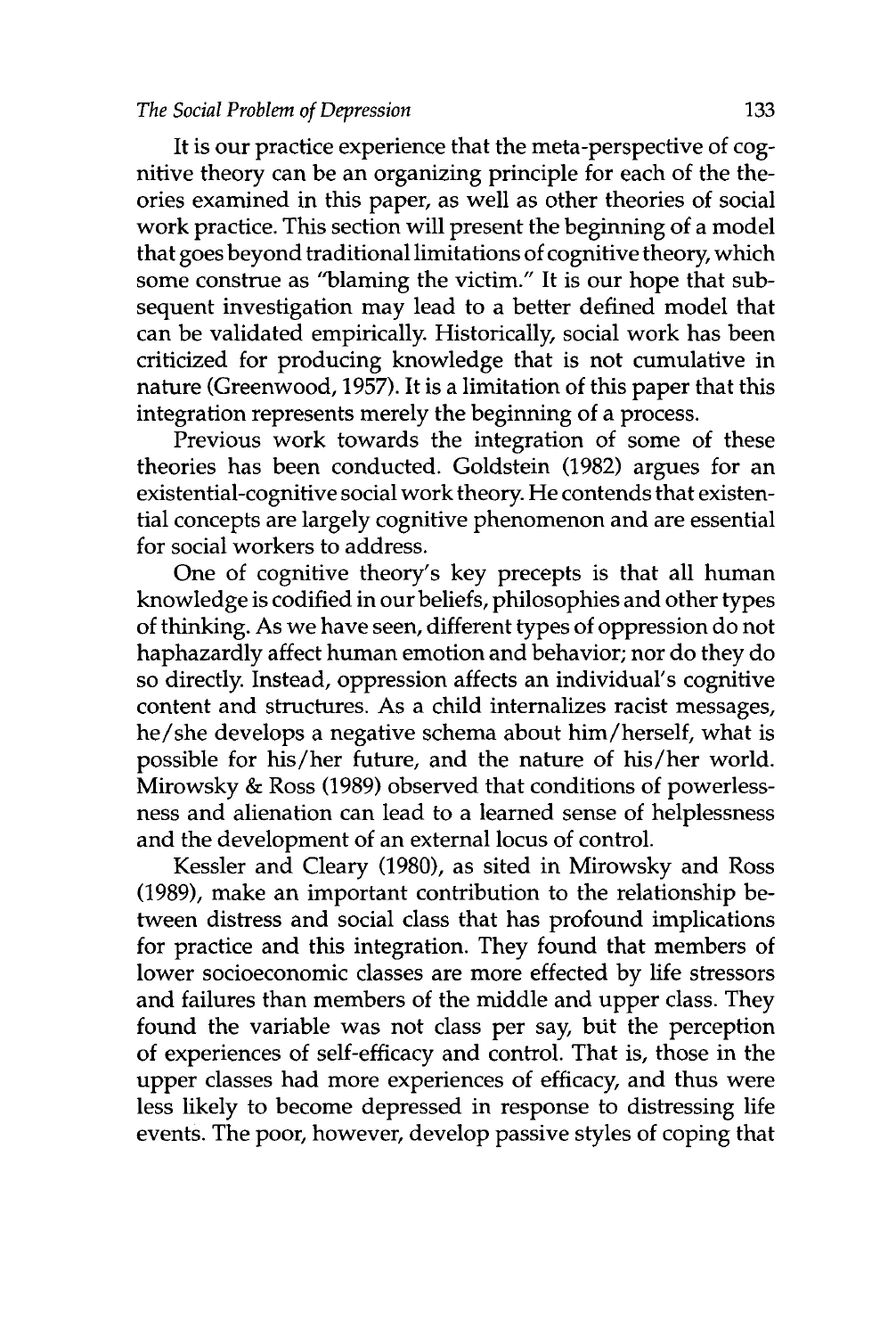It is our practice experience that the meta-perspective of cognitive theory can be an organizing principle for each of the theories examined in this paper, as well as other theories of social work practice. This section will present the beginning of a model that goes beyond traditional limitations of cognitive theory, which some construe as "blaming the victim." It is our hope that subsequent investigation may lead to a better defined model that can be validated empirically. Historically, social work has been criticized for producing knowledge that is not cumulative in nature (Greenwood, 1957). It is a limitation of this paper that this integration represents merely the beginning of a process.

Previous work towards the integration of some of these theories has been conducted. Goldstein (1982) argues for an existential-cognitive social work theory. He contends that existential concepts are largely cognitive phenomenon and are essential for social workers to address.

One of cognitive theory's key precepts is that all human knowledge is codified in our beliefs, philosophies and other types of thinking. As we have seen, different types of oppression do not haphazardly affect human emotion and behavior; nor do they do so directly. Instead, oppression affects an individual's cognitive content and structures. As a child internalizes racist messages, he/she develops a negative schema about him/herself, what is possible for his/her future, and the nature of his/her world. Mirowsky & Ross (1989) observed that conditions of powerlessness and alienation can lead to a learned sense of helplessness and the development of an external locus of control.

Kessler and Cleary (1980), as sited in Mirowsky and Ross (1989), make an important contribution to the relationship between distress and social class that has profound implications for practice and this integration. They found that members of lower socioeconomic classes are more effected by life stressors and failures than members of the middle and upper class. They found the variable was not class per say, but the perception of experiences of self-efficacy and control. That is, those in the upper classes had more experiences of efficacy, and thus were less likely to become depressed in response to distressing life events. The poor, however, develop passive styles of coping that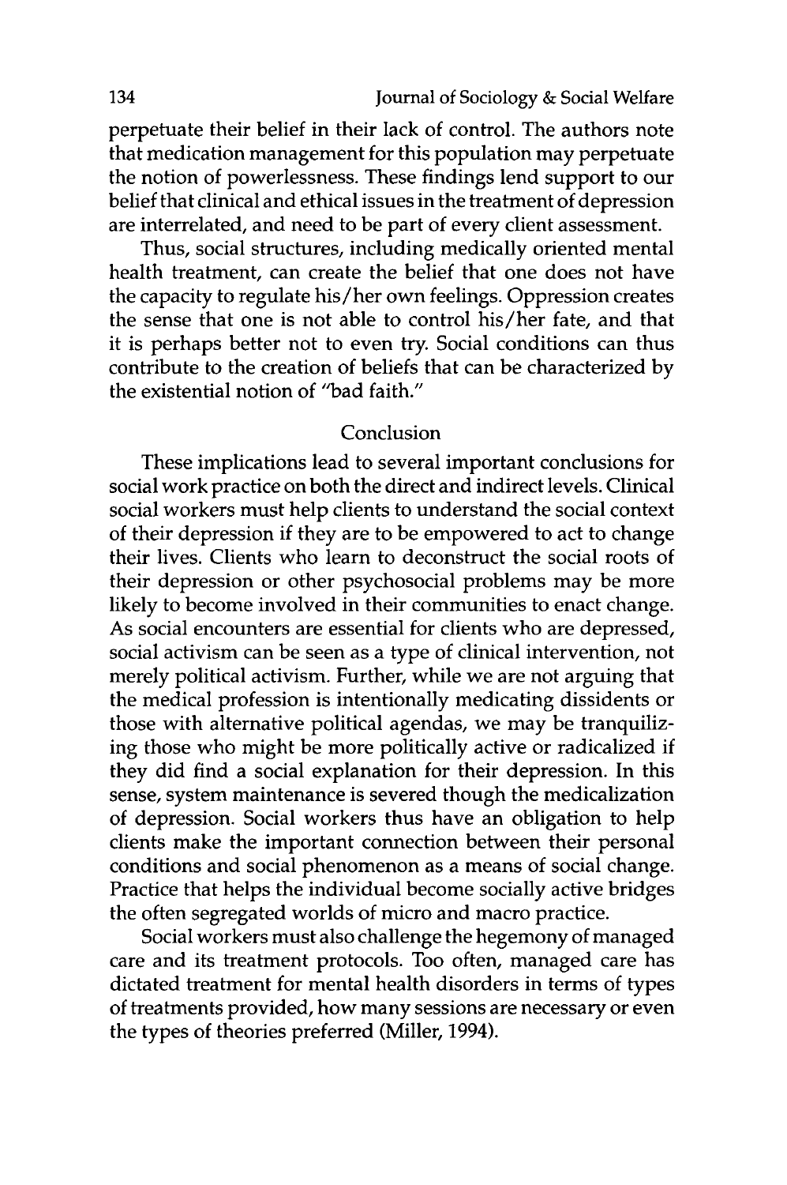perpetuate their belief in their lack of control. The authors note that medication management for this population may perpetuate the notion of powerlessness. These findings lend support to our belief that clinical and ethical issues in the treatment of depression are interrelated, and need to be part of every client assessment.

Thus, social structures, including medically oriented mental health treatment, can create the belief that one does not have the capacity to regulate his/her own feelings. Oppression creates the sense that one is not able to control his/her fate, and that it is perhaps better not to even try. Social conditions can thus contribute to the creation of beliefs that can be characterized by the existential notion of "bad faith."

## Conclusion

These implications lead to several important conclusions for social work practice on both the direct and indirect levels. Clinical social workers must help clients to understand the social context of their depression if they are to be empowered to act to change their lives. Clients who learn to deconstruct the social roots of their depression or other psychosocial problems may be more likely to become involved in their communities to enact change. As social encounters are essential for clients who are depressed, social activism can be seen as a type of clinical intervention, not merely political activism. Further, while we are not arguing that the medical profession is intentionally medicating dissidents or those with alternative political agendas, we may be tranquilizing those who might be more politically active or radicalized if they did find a social explanation for their depression. In this sense, system maintenance is severed though the medicalization of depression. Social workers thus have an obligation to help clients make the important connection between their personal conditions and social phenomenon as a means of social change. Practice that helps the individual become socially active bridges the often segregated worlds of micro and macro practice.

Social workers must also challenge the hegemony of managed care and its treatment protocols. Too often, managed care has dictated treatment for mental health disorders in terms of types of treatments provided, how many sessions are necessary or even the types of theories preferred (Miller, 1994).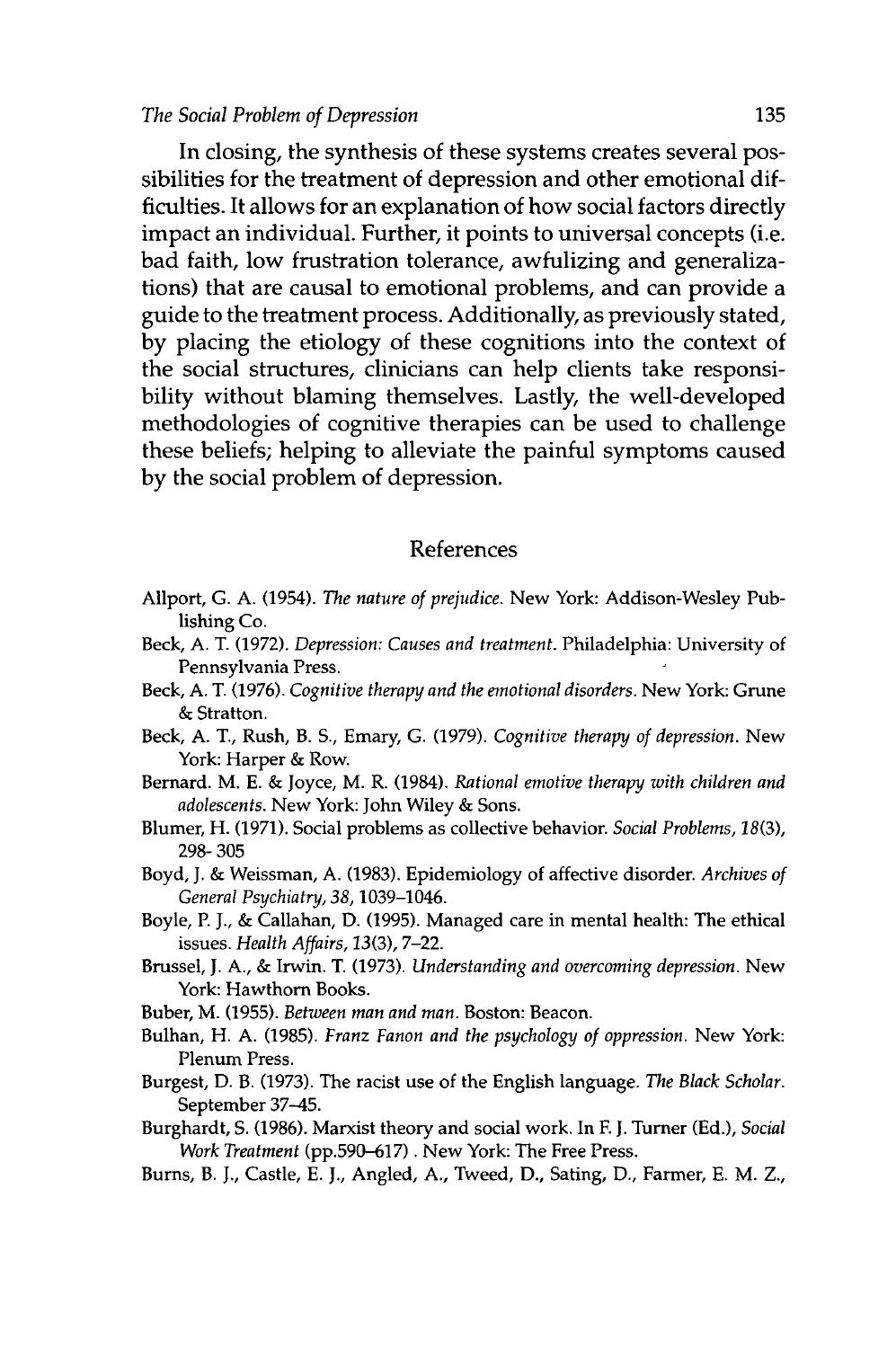In closing, the synthesis of these systems creates several possibilities for the treatment of depression and other emotional difficulties. It allows for an explanation of how social factors directly impact an individual. Further, it points to universal concepts (i.e. bad faith, low frustration tolerance, awfulizing and generalizations) that are causal to emotional problems, and can provide a guide to the treatment process. Additionally, as previously stated, by placing the etiology of these cognitions into the context of the social structures, clinicians can help clients take responsibility without blaming themselves. Lastly, the well-developed methodologies of cognitive therapies can be used to challenge these beliefs; helping to alleviate the painful symptoms caused by the social problem of depression.

## References

Allport, G. A. (1954). *The nature of prejudice*. New York: Addison-Wesley Publishing Co.

Beck, A. T. (1972). *Depression: Causes and treatment*. Philadelphia: University of Pennsylvania Press.

Beck, A. T. (1976). *Cognitive therapy and the emotional disorders*. New York: Grune & Stratton.

Beck, A. T., Rush, B. S., Emary, G. (1979). *Cognitive therapy of depression*. New York: Harper & Row.

Bernard. M. E. & Joyce, M. R. (1984). *Rational emotive therapy with children and adolescents*. New York: John Wiley & Sons.

Blumer, H. (1971). Social problems as collective behavior. *Social Problems, 18*(3), 298- 305

Boyd, J. & Weissman, A. (1983). Epidemiology of affective disorder. *Archives of General Psychiatry, 38*, 1039–1046.

Boyle, P. J., & Callahan, D. (1995). Managed care in mental health: The ethical issues. *Health Affairs, 13*(3), 7–22.

Brussel, J. A., & Irwin. T. (1973). *Understanding and overcoming depression*. New York: Hawthorn Books.

Buber, M. (1955). *Between man and man*. Boston: Beacon.

Bulhan, H. A. (1985). *Franz Fanon and the psychology of oppression*. New York: Plenum Press.

Burgest, D. B. (1973). The racist use of the English language. *The Black Scholar*. September 37–45.

Burghardt, S. (1986). Marxist theory and social work. In F. J. Turner (Ed.), *Social Work Treatment* (pp.590–617) . New York: The Free Press.

Burns, B. J., Castle, E. J., Angled, A., Tweed, D., Sating, D., Farmer, E. M. Z.,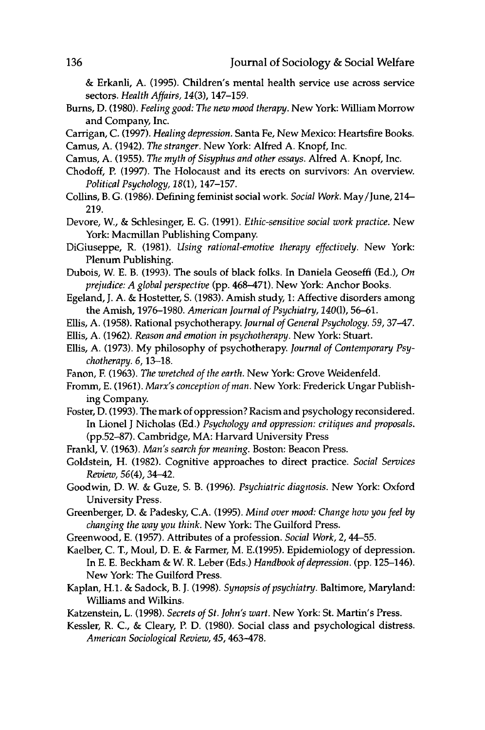& Erkanli, A. (1995). Children's mental health service use across service sectors. *Health Affairs, 14*(3), 147–159.

Burns, D. (1980). *Feeling good: The new mood therapy*. New York: William Morrow and Company, Inc.

Carrigan, C. (1997). *Healing depression*. Santa Fe, New Mexico: Heartsfire Books.

Camus, A. (1942). *The stranger*. New York: Alfred A. Knopf, Inc.

Camus, A. (1955). *The myth of Sisyphus and other essays*. Alfred A. Knopf, Inc.

Chodoff, P. (1997). The Holocaust and its erects on survivors: An overview. *Political Psychology, 18*(1), 147–157.

Collins, B. G. (1986). Defining feminist social work. *Social Work*. May/June, 214–219.

Devore, W., & Schlesinger, E. G. (1991). *Ethic-sensitive social work practice*. New York: Macmillan Publishing Company.

DiGiuseppe, R. (1981). *Using rational-emotive therapy effectively*. New York: Plenum Publishing.

Dubois, W. E. B. (1993). The souls of black folks. In Daniela Geoseffi (Ed.), *On prejudice: A global perspective* (pp. 468–471). New York: Anchor Books.

Egeland, J. A. & Hostetter, S. (1983). Amish study, 1: Affective disorders among the Amish, 1976–1980. *American Journal of Psychiatry, 140*(l), 56–61.

Ellis, A. (1958). Rational psychotherapy. *Journal of General Psychology. 59*, 37–47.

Ellis, A. (1962). *Reason and emotion in psychotherapy*. New York: Stuart.

Ellis, A. (1973). My philosophy of psychotherapy. *Journal of Contemporary Psychotherapy. 6*, 13–18.

Fanon, F. (1963). *The wretched of the earth*. New York: Grove Weidenfeld.

Fromm, E. (1961). *Marx's conception of man*. New York: Frederick Ungar Publishing Company.

Foster, D. (1993). The mark of oppression? Racism and psychology reconsidered. In Lionel J Nicholas (Ed.) *Psychology and oppression: critiques and proposals*. (pp.52–87). Cambridge, MA: Harvard University Press

Frankl, V. (1963). *Man's search for meaning*. Boston: Beacon Press.

Goldstein, H. (1982). Cognitive approaches to direct practice. *Social Services Review, 56*(4), 34–42.

Goodwin, D. W. & Guze, S. B. (1996). *Psychiatric diagnosis*. New York: Oxford University Press.

Greenberger, D. & Padesky, C.A. (1995). *Mind over mood: Change how you feel by changing the way you think*. New York: The Guilford Press.

Greenwood, E. (1957). Attributes of a profession. *Social Work, 2*, 44–55.

Kaelber, C. T., Moul, D. E. & Farmer, M. E.(1995). Epidemiology of depression. In E. E. Beckham & W. R. Leber (Eds.) *Handbook of depression*. (pp. 125–146). New York: The Guilford Press.

Kaplan, H.1. & Sadock, B. J. (1998). *Synopsis of psychiatry*. Baltimore, Maryland: Williams and Wilkins.

Katzenstein, L. (1998). *Secrets of St. John's wart*. New York: St. Martin's Press.

Kessler, R. C., & Cleary, P. D. (1980). Social class and psychological distress. *American Sociological Review, 45*, 463–478.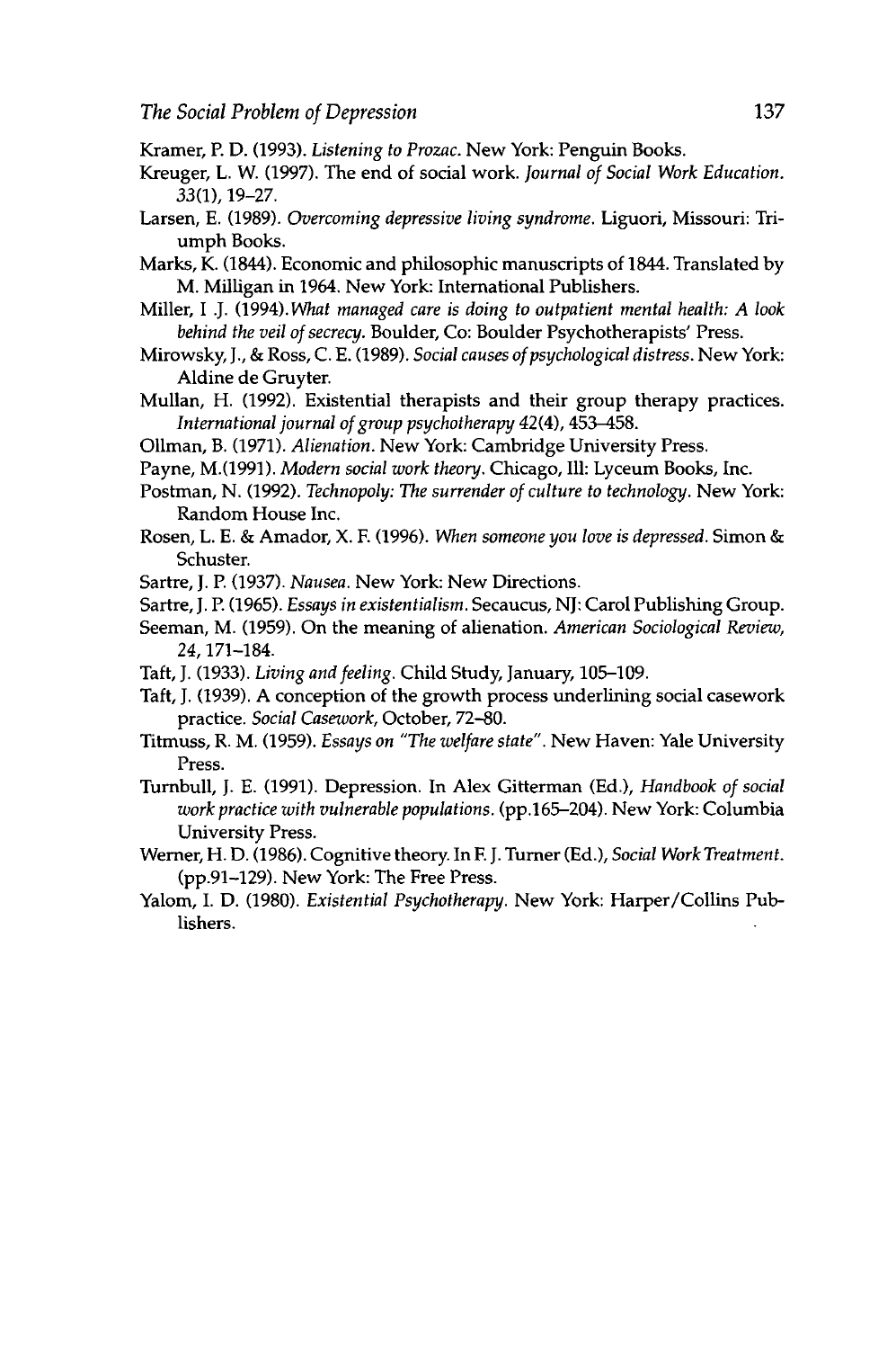Kramer, P. D. (1993). *Listening to Prozac*. New York: Penguin Books.

Kreuger, L. W. (1997). The end of social work. *Journal of Social Work Education*. *33*(1), 19–27.

Larsen, E. (1989). *Overcoming depressive living syndrome*. Liguori, Missouri: Triumph Books.

Marks, K. (1844). Economic and philosophic manuscripts of 1844. Translated by M. Milligan in 1964. New York: International Publishers.

Miller, I .J. (1994).*What managed care is doing to outpatient mental health: A look behind the veil of secrecy*. Boulder, Co: Boulder Psychotherapists' Press.

Mirowsky, J., & Ross, C. E. (1989). *Social causes of psychological distress*. New York: Aldine de Gruyter.

Mullan, H. (1992). Existential therapists and their group therapy practices. *International journal of group psychotherapy 42*(4), 453–458.

Ollman, B. (1971). *Alienation*. New York: Cambridge University Press.

Payne, M.(1991). *Modern social work theory*. Chicago, Ill: Lyceum Books, Inc.

Postman, N. (1992). *Technopoly: The surrender of culture to technology*. New York: Random House Inc.

Rosen, L. E. & Amador, X. F. (1996). *When someone you love is depressed*. Simon & Schuster.

Sartre, J. P. (1937). *Nausea*. New York: New Directions.

Sartre, J. P. (1965). *Essays in existentialism*. Secaucus, NJ: Carol Publishing Group.

Seeman, M. (1959). On the meaning of alienation. *American Sociological Review, 24*, 171–184.

Taft, J. (1933). *Living and feeling*. Child Study, January, 105–109.

Taft, J. (1939). A conception of the growth process underlining social casework practice. *Social Casework*, October, 72–80.

Titmuss, R. M. (1959). *Essays on "The welfare state"*. New Haven: Yale University Press.

Turnbull, J. E. (1991). Depression. In Alex Gitterman (Ed.), *Handbook of social work practice with vulnerable populations*. (pp.165–204). New York: Columbia University Press.

Werner, H. D. (1986). Cognitive theory. In F. J. Turner (Ed.), *Social Work Treatment*. (pp.91–129). New York: The Free Press.

Yalom, I. D. (1980). *Existential Psychotherapy*. New York: Harper/Collins Publishers.